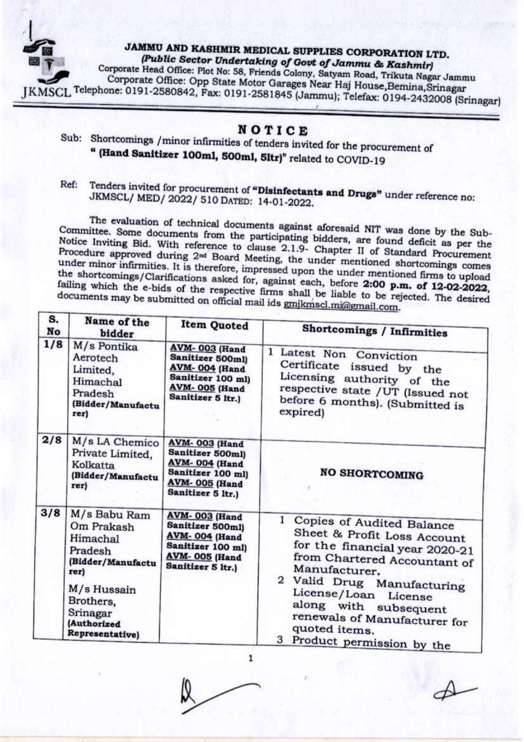# JAMMU AND KASHMIR MEDICAL SUPPLIES CORPORATION LTD.

*(Public Sector Undertaking of Govt of Jammu & Kashmir)*

Corporate Head Office: Plot No: 58, Friends Colony, Satyam Road, Trikuta Nagar Jammu
Corporate Office: Opp State Motor Garages Near Haj House,Bemina,Srinagar
JKMSCL Telephone: 0191-2580842, Fax: 0191-2581845 (Jammu); Telefax: 0194-2432008 (Srinagar)

## NOTICE

Sub: Shortcomings /minor infirmities of tenders invited for the procurement of **" (Hand Sanitizer 100ml, 500ml, 5ltr)"** related to COVID-19

Ref: Tenders invited for procurement of **"Disinfectants and Drugs"** under reference no: JKMSCL/ MED/ 2022/ 510 DATED: 14-01-2022.

The evaluation of technical documents against aforesaid NIT was done by the Sub-Committee. Some documents from the participating bidders, are found deficit as per the Notice Inviting Bid. With reference to clause 2.1.9- Chapter II of Standard Procurement Procedure approved during 2nd Board Meeting, the under mentioned shortcomings comes under minor infirmities. It is therefore, impressed upon the under mentioned firms to upload the shortcomings/Clarifications asked for, against each, before **2:00 p.m. of 12-02-2022**, failing which the e-bids of the respective firms shall be liable to be rejected. The desired documents may be submitted on official mail ids gmjkmscl.mi@gmail.com.

| S. No | Name of the bidder | Item Quoted | Shortcomings / Infirmities |
|---|---|---|---|
| 1/8 | M/s Pontika Aerotech Limited, Himachal Pradesh **(Bidder/Manufacturer)** | **AVM- 003 (Hand Sanitizer 500ml)** **AVM- 004 (Hand Sanitizer 100 ml)** **AVM- 005 (Hand Sanitizer 5 ltr.)** | 1 Latest Non Conviction Certificate issued by the Licensing authority of the respective state /UT (Issued not before 6 months). (Submitted is expired) |
| 2/8 | M/s LA Chemico Private Limited, Kolkatta **(Bidder/Manufacturer)** | **AVM- 003 (Hand Sanitizer 500ml)** **AVM- 004 (Hand Sanitizer 100 ml)** **AVM- 005 (Hand Sanitizer 5 ltr.)** | **NO SHORTCOMING** |
| 3/8 | M/s Babu Ram Om Prakash Himachal Pradesh **(Bidder/Manufacturer)** M/s Hussain Brothers, Srinagar **(Authorized Representative)** | **AVM- 003 (Hand Sanitizer 500ml)** **AVM- 004 (Hand Sanitizer 100 ml)** **AVM- 005 (Hand Sanitizer 5 ltr.)** | 1 Copies of Audited Balance Sheet & Profit Loss Account for the financial year 2020-21 from Chartered Accountant of Manufacturer. 2 Valid Drug Manufacturing License/Loan License along with subsequent renewals of Manufacturer for quoted items. 3 Product permission by the |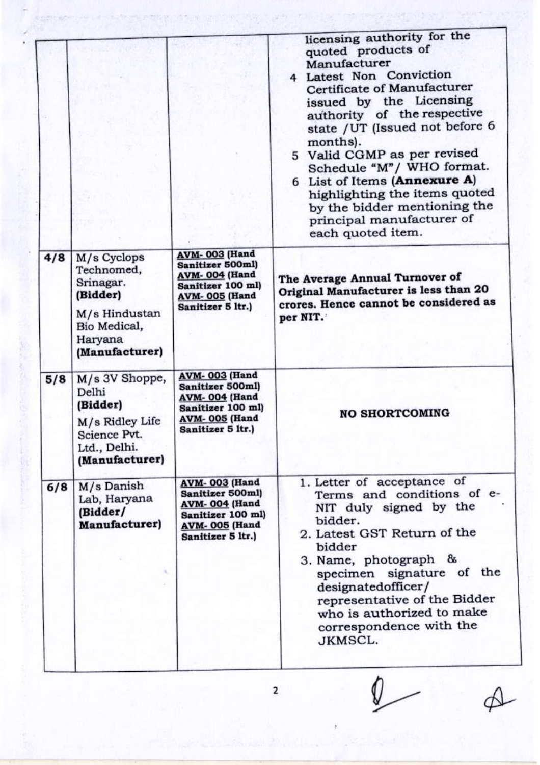|  |  |  |  |
|---|---|---|---|
|  |  |  | licensing authority for the quoted products of Manufacturer<br>4 Latest Non Conviction Certificate of Manufacturer issued by the Licensing authority of the respective state /UT (Issued not before 6 months).<br>5 Valid CGMP as per revised Schedule "M"/ WHO format.<br>6 List of Items **(Annexure A)** highlighting the items quoted by the bidder mentioning the principal manufacturer of each quoted item. |
| **4/8** | M/s Cyclops Technomed, Srinagar. **(Bidder)**<br>M/s Hindustan Bio Medical, Haryana **(Manufacturer)** | **AVM- 003 (Hand Sanitizer 500ml)**<br>**AVM- 004 (Hand Sanitizer 100 ml)**<br>**AVM- 005 (Hand Sanitizer 5 ltr.)** | **The Average Annual Turnover of Original Manufacturer is less than 20 crores. Hence cannot be considered as per NIT.** |
| **5/8** | M/s 3V Shoppe, Delhi **(Bidder)**<br>M/s Ridley Life Science Pvt. Ltd., Delhi. **(Manufacturer)** | **AVM- 003 (Hand Sanitizer 500ml)**<br>**AVM- 004 (Hand Sanitizer 100 ml)**<br>**AVM- 005 (Hand Sanitizer 5 ltr.)** | **NO SHORTCOMING** |
| **6/8** | M/s Danish Lab, Haryana **(Bidder/ Manufacturer)** | **AVM- 003 (Hand Sanitizer 500ml)**<br>**AVM- 004 (Hand Sanitizer 100 ml)**<br>**AVM- 005 (Hand Sanitizer 5 ltr.)** | 1. Letter of acceptance of Terms and conditions of e-NIT duly signed by the bidder.<br>2. Latest GST Return of the bidder<br>3. Name, photograph & specimen signature of the designatedofficer/ representative of the Bidder who is authorized to make correspondence with the JKMSCL. |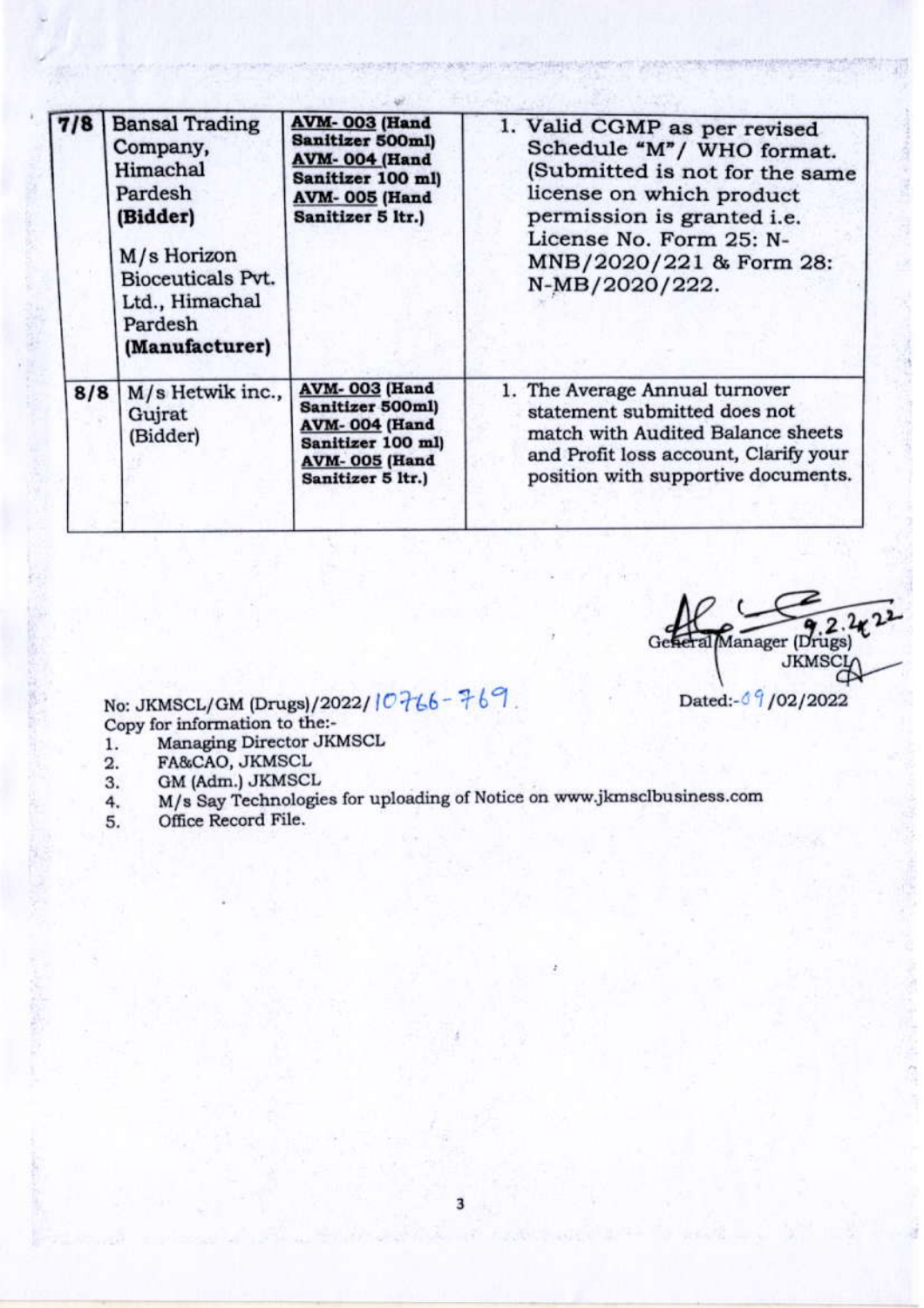| | | | |
|---|---|---|---|
| 7/8 | Bansal Trading Company, Himachal Pardesh **(Bidder)**<br><br>M/s Horizon Bioceuticals Pvt. Ltd., Himachal Pardesh **(Manufacturer)** | **AVM- 003 (Hand Sanitizer 500ml)** **AVM- 004 (Hand Sanitizer 100 ml)** **AVM- 005 (Hand Sanitizer 5 ltr.)** | 1. Valid CGMP as per revised Schedule "M"/ WHO format. (Submitted is not for the same license on which product permission is granted i.e. License No. Form 25: N-MNB/2020/221 & Form 28: N-MB/2020/222. |
| 8/8 | M/s Hetwik inc., Gujrat (Bidder) | **AVM- 003 (Hand Sanitizer 500ml)** **AVM- 004 (Hand Sanitizer 100 ml)** **AVM- 005 (Hand Sanitizer 5 ltr.)** | 1. The Average Annual turnover statement submitted does not match with Audited Balance sheets and Profit loss account, Clarify your position with supportive documents. |

9.2.2022
General Manager (Drugs)
JKMSCL

No: JKMSCL/GM (Drugs)/2022/10766-769.

Dated:-09/02/2022

Copy for information to the:-

1. Managing Director JKMSCL
2. FA&CAO, JKMSCL
3. GM (Adm.) JKMSCL
4. M/s Say Technologies for uploading of Notice on www.jkmsclbusiness.com
5. Office Record File.